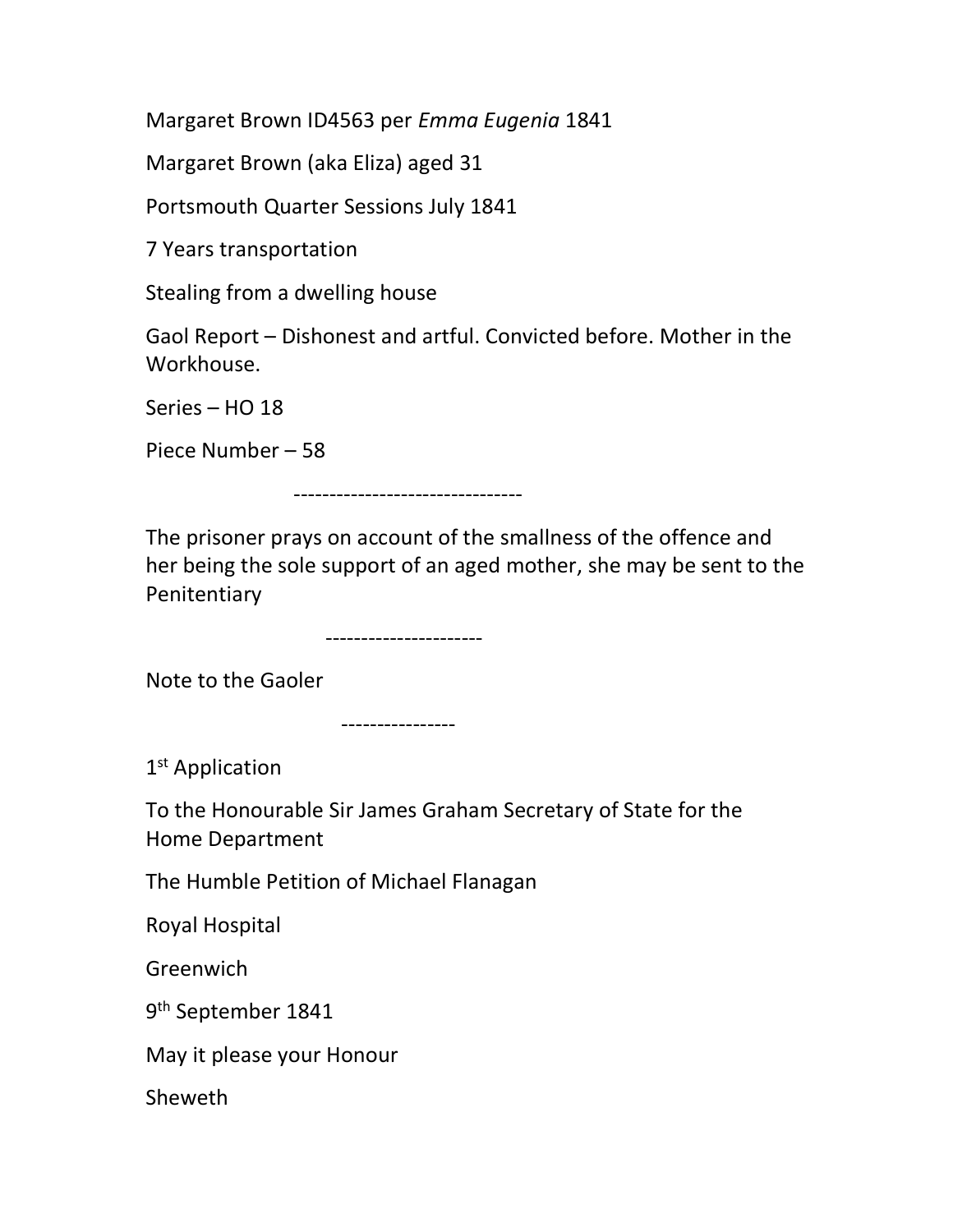Margaret Brown ID4563 per *Emma Eugenia* 1841

Margaret Brown (aka Eliza) aged 31

Portsmouth Quarter Sessions July 1841

7 Years transportation

Stealing from a dwelling house

Gaol Report – Dishonest and artful. Convicted before. Mother in the Workhouse.

Series – HO 18

Piece Number – 58

--------------------------------

The prisoner prays on account of the smallness of the offence and her being the sole support of an aged mother, she may be sent to the Penitentiary

----------------------

Note to the Gaoler

----------------

1st Application

To the Honourable Sir James Graham Secretary of State for the Home Department

The Humble Petition of Michael Flanagan

Royal Hospital

Greenwich

9th September 1841

May it please your Honour

Sheweth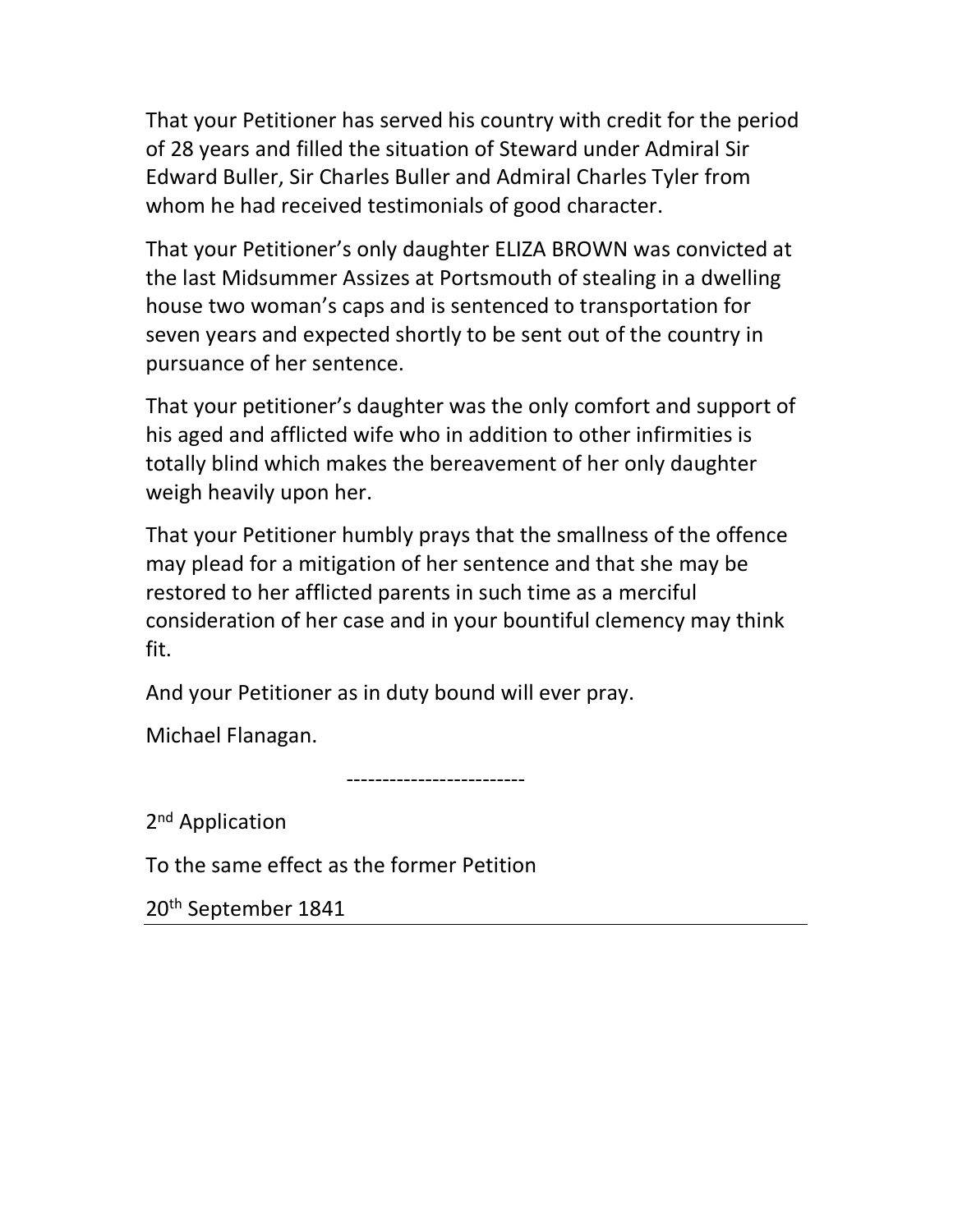That your Petitioner has served his country with credit for the period of 28 years and filled the situation of Steward under Admiral Sir Edward Buller, Sir Charles Buller and Admiral Charles Tyler from whom he had received testimonials of good character.

That your Petitioner's only daughter ELIZA BROWN was convicted at the last Midsummer Assizes at Portsmouth of stealing in a dwelling house two woman's caps and is sentenced to transportation for seven years and expected shortly to be sent out of the country in pursuance of her sentence.

That your petitioner's daughter was the only comfort and support of his aged and afflicted wife who in addition to other infirmities is totally blind which makes the bereavement of her only daughter weigh heavily upon her.

That your Petitioner humbly prays that the smallness of the offence may plead for a mitigation of her sentence and that she may be restored to her afflicted parents in such time as a merciful consideration of her case and in your bountiful clemency may think fit.

And your Petitioner as in duty bound will ever pray.

Michael Flanagan.

-------------------------

2nd Application

To the same effect as the former Petition

20th September 1841

---